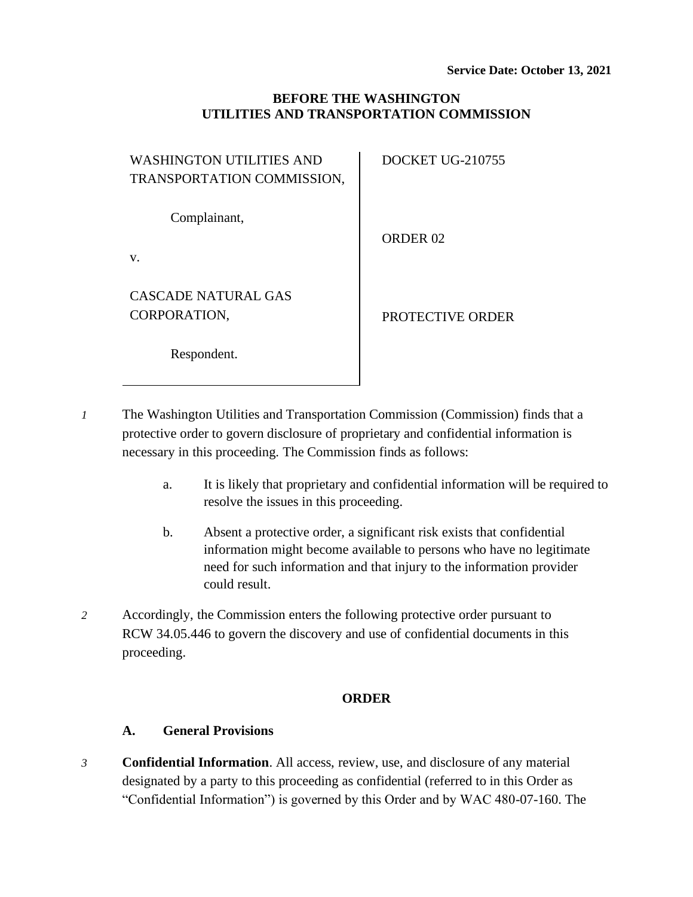**Service Date: October 13, 2021**

**BEFORE THE WASHINGTON UTILITIES AND TRANSPORTATION COMMISSION**

| | |
|---|---|
| WASHINGTON UTILITIES AND TRANSPORTATION COMMISSION,<br><br>Complainant,<br><br>v.<br><br>CASCADE NATURAL GAS CORPORATION,<br><br>Respondent. | DOCKET UG-210755<br><br>ORDER 02<br><br>PROTECTIVE ORDER |

*1* The Washington Utilities and Transportation Commission (Commission) finds that a protective order to govern disclosure of proprietary and confidential information is necessary in this proceeding. The Commission finds as follows:

a. It is likely that proprietary and confidential information will be required to resolve the issues in this proceeding.

b. Absent a protective order, a significant risk exists that confidential information might become available to persons who have no legitimate need for such information and that injury to the information provider could result.

*2* Accordingly, the Commission enters the following protective order pursuant to RCW 34.05.446 to govern the discovery and use of confidential documents in this proceeding.

**ORDER**

**A. General Provisions**

*3* **Confidential Information**. All access, review, use, and disclosure of any material designated by a party to this proceeding as confidential (referred to in this Order as "Confidential Information") is governed by this Order and by WAC 480-07-160. The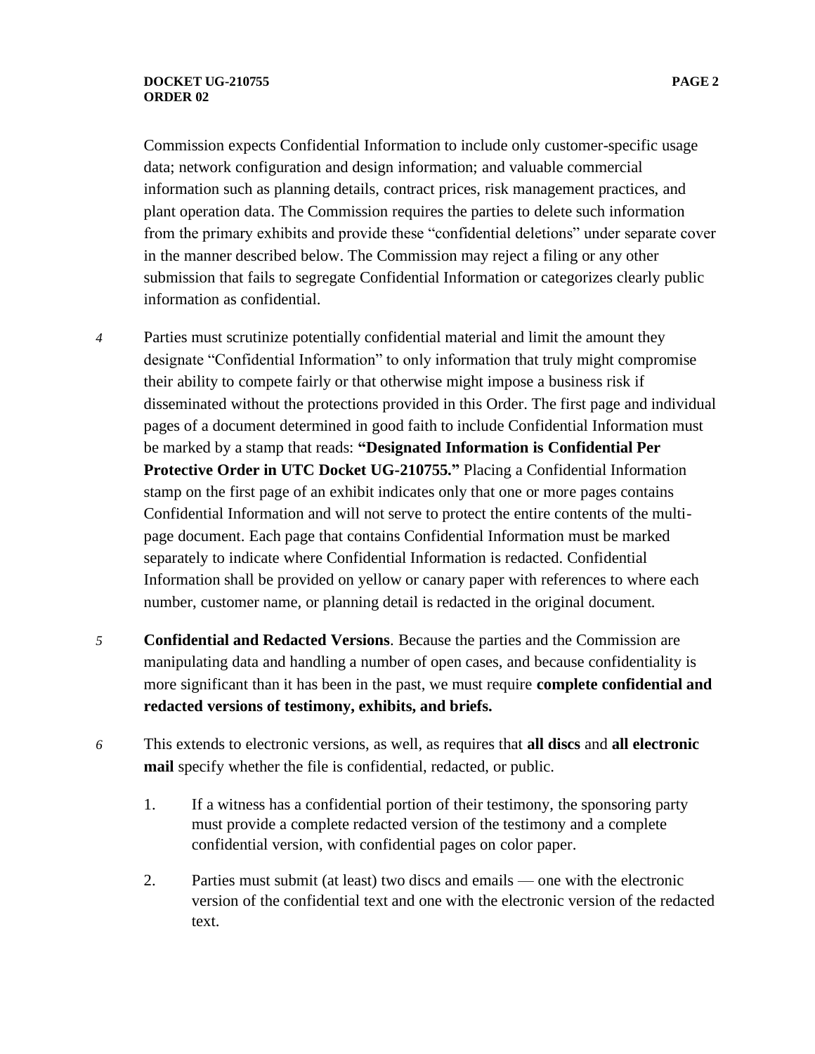Commission expects Confidential Information to include only customer-specific usage data; network configuration and design information; and valuable commercial information such as planning details, contract prices, risk management practices, and plant operation data. The Commission requires the parties to delete such information from the primary exhibits and provide these "confidential deletions" under separate cover in the manner described below. The Commission may reject a filing or any other submission that fails to segregate Confidential Information or categorizes clearly public information as confidential.

*4* Parties must scrutinize potentially confidential material and limit the amount they designate "Confidential Information" to only information that truly might compromise their ability to compete fairly or that otherwise might impose a business risk if disseminated without the protections provided in this Order. The first page and individual pages of a document determined in good faith to include Confidential Information must be marked by a stamp that reads: **"Designated Information is Confidential Per Protective Order in UTC Docket UG-210755."** Placing a Confidential Information stamp on the first page of an exhibit indicates only that one or more pages contains Confidential Information and will not serve to protect the entire contents of the multi-page document. Each page that contains Confidential Information must be marked separately to indicate where Confidential Information is redacted. Confidential Information shall be provided on yellow or canary paper with references to where each number, customer name, or planning detail is redacted in the original document.

*5* **Confidential and Redacted Versions**. Because the parties and the Commission are manipulating data and handling a number of open cases, and because confidentiality is more significant than it has been in the past, we must require **complete confidential and redacted versions of testimony, exhibits, and briefs.**

*6* This extends to electronic versions, as well, as requires that **all discs** and **all electronic mail** specify whether the file is confidential, redacted, or public.

1. If a witness has a confidential portion of their testimony, the sponsoring party must provide a complete redacted version of the testimony and a complete confidential version, with confidential pages on color paper.

2. Parties must submit (at least) two discs and emails — one with the electronic version of the confidential text and one with the electronic version of the redacted text.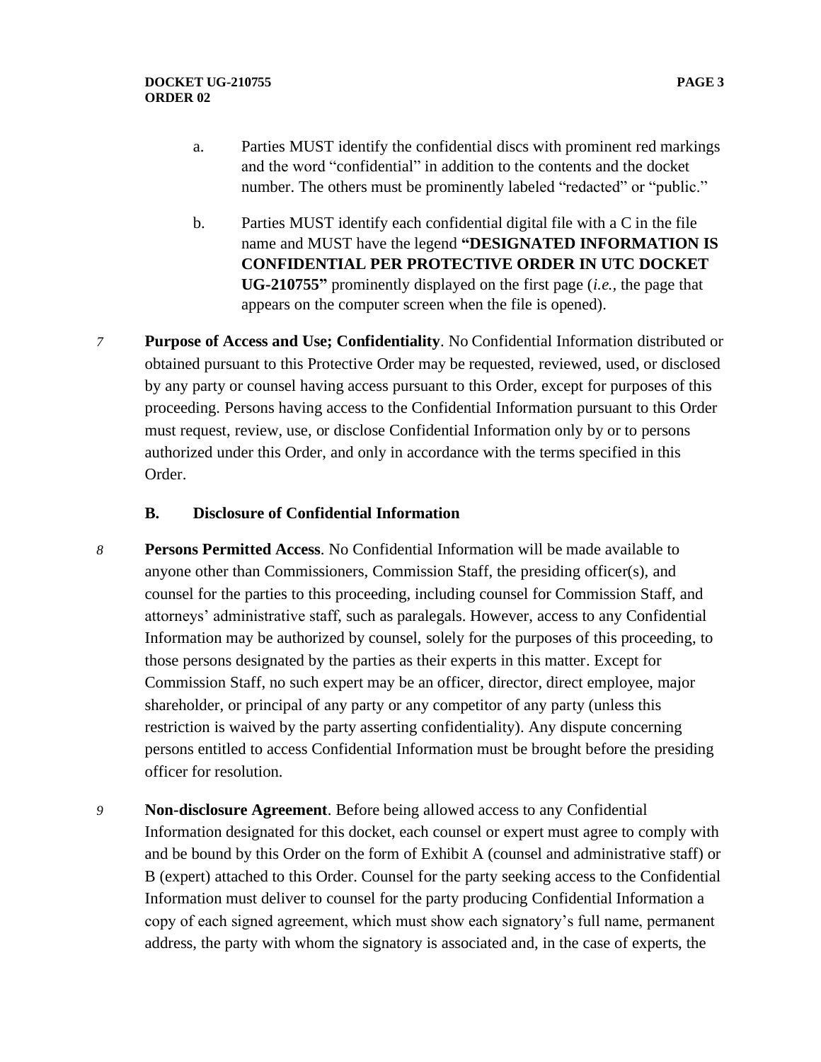a. Parties MUST identify the confidential discs with prominent red markings and the word "confidential" in addition to the contents and the docket number. The others must be prominently labeled "redacted" or "public."

b. Parties MUST identify each confidential digital file with a C in the file name and MUST have the legend **"DESIGNATED INFORMATION IS CONFIDENTIAL PER PROTECTIVE ORDER IN UTC DOCKET UG-210755"** prominently displayed on the first page (*i.e.*, the page that appears on the computer screen when the file is opened).

*7* **Purpose of Access and Use; Confidentiality**. No Confidential Information distributed or obtained pursuant to this Protective Order may be requested, reviewed, used, or disclosed by any party or counsel having access pursuant to this Order, except for purposes of this proceeding. Persons having access to the Confidential Information pursuant to this Order must request, review, use, or disclose Confidential Information only by or to persons authorized under this Order, and only in accordance with the terms specified in this Order.

### B. Disclosure of Confidential Information

*8* **Persons Permitted Access**. No Confidential Information will be made available to anyone other than Commissioners, Commission Staff, the presiding officer(s), and counsel for the parties to this proceeding, including counsel for Commission Staff, and attorneys' administrative staff, such as paralegals. However, access to any Confidential Information may be authorized by counsel, solely for the purposes of this proceeding, to those persons designated by the parties as their experts in this matter. Except for Commission Staff, no such expert may be an officer, director, direct employee, major shareholder, or principal of any party or any competitor of any party (unless this restriction is waived by the party asserting confidentiality). Any dispute concerning persons entitled to access Confidential Information must be brought before the presiding officer for resolution.

*9* **Non-disclosure Agreement**. Before being allowed access to any Confidential Information designated for this docket, each counsel or expert must agree to comply with and be bound by this Order on the form of Exhibit A (counsel and administrative staff) or B (expert) attached to this Order. Counsel for the party seeking access to the Confidential Information must deliver to counsel for the party producing Confidential Information a copy of each signed agreement, which must show each signatory's full name, permanent address, the party with whom the signatory is associated and, in the case of experts, the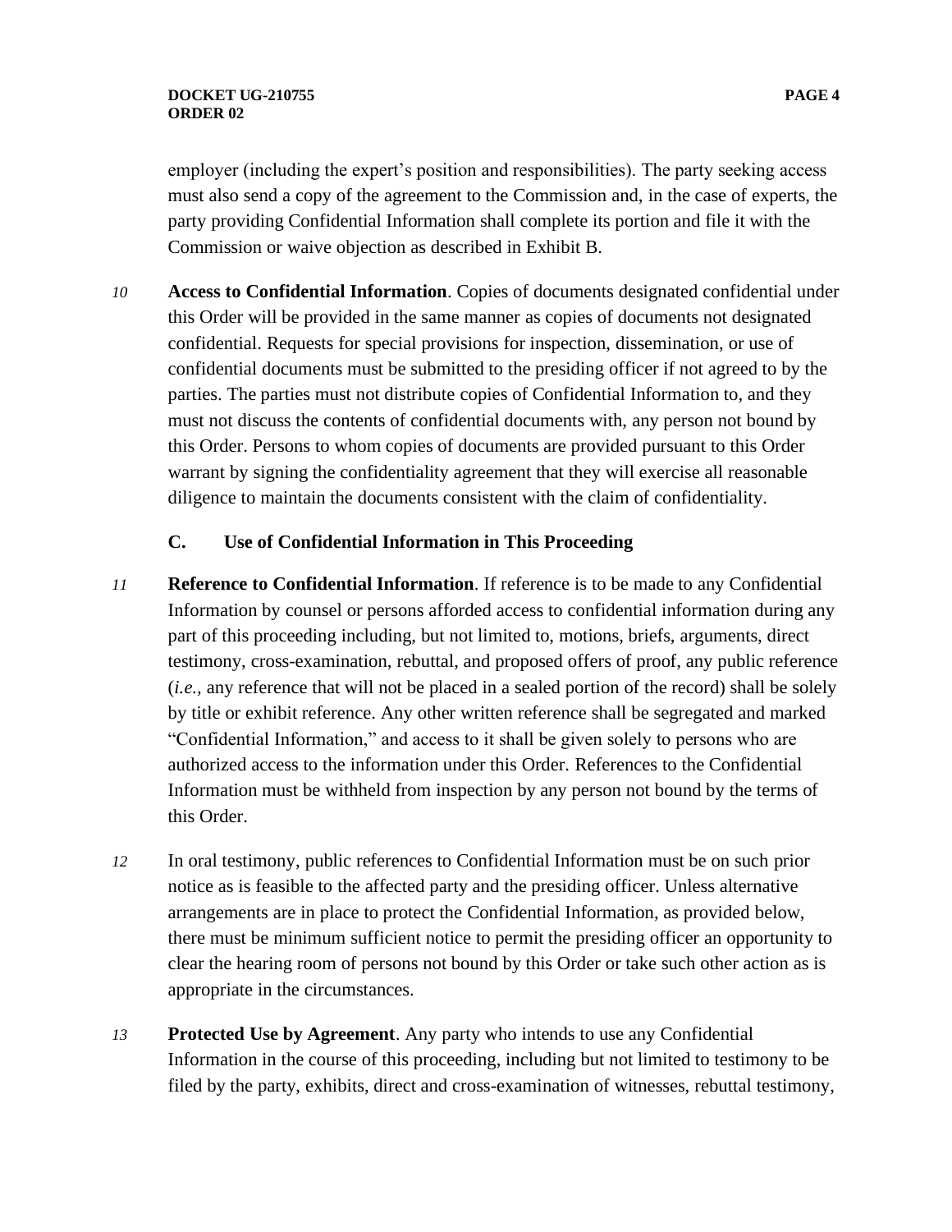employer (including the expert's position and responsibilities). The party seeking access must also send a copy of the agreement to the Commission and, in the case of experts, the party providing Confidential Information shall complete its portion and file it with the Commission or waive objection as described in Exhibit B.

10 **Access to Confidential Information**. Copies of documents designated confidential under this Order will be provided in the same manner as copies of documents not designated confidential. Requests for special provisions for inspection, dissemination, or use of confidential documents must be submitted to the presiding officer if not agreed to by the parties. The parties must not distribute copies of Confidential Information to, and they must not discuss the contents of confidential documents with, any person not bound by this Order. Persons to whom copies of documents are provided pursuant to this Order warrant by signing the confidentiality agreement that they will exercise all reasonable diligence to maintain the documents consistent with the claim of confidentiality.

### C. Use of Confidential Information in This Proceeding

11 **Reference to Confidential Information**. If reference is to be made to any Confidential Information by counsel or persons afforded access to confidential information during any part of this proceeding including, but not limited to, motions, briefs, arguments, direct testimony, cross-examination, rebuttal, and proposed offers of proof, any public reference (*i.e.*, any reference that will not be placed in a sealed portion of the record) shall be solely by title or exhibit reference. Any other written reference shall be segregated and marked "Confidential Information," and access to it shall be given solely to persons who are authorized access to the information under this Order. References to the Confidential Information must be withheld from inspection by any person not bound by the terms of this Order.

12 In oral testimony, public references to Confidential Information must be on such prior notice as is feasible to the affected party and the presiding officer. Unless alternative arrangements are in place to protect the Confidential Information, as provided below, there must be minimum sufficient notice to permit the presiding officer an opportunity to clear the hearing room of persons not bound by this Order or take such other action as is appropriate in the circumstances.

13 **Protected Use by Agreement**. Any party who intends to use any Confidential Information in the course of this proceeding, including but not limited to testimony to be filed by the party, exhibits, direct and cross-examination of witnesses, rebuttal testimony,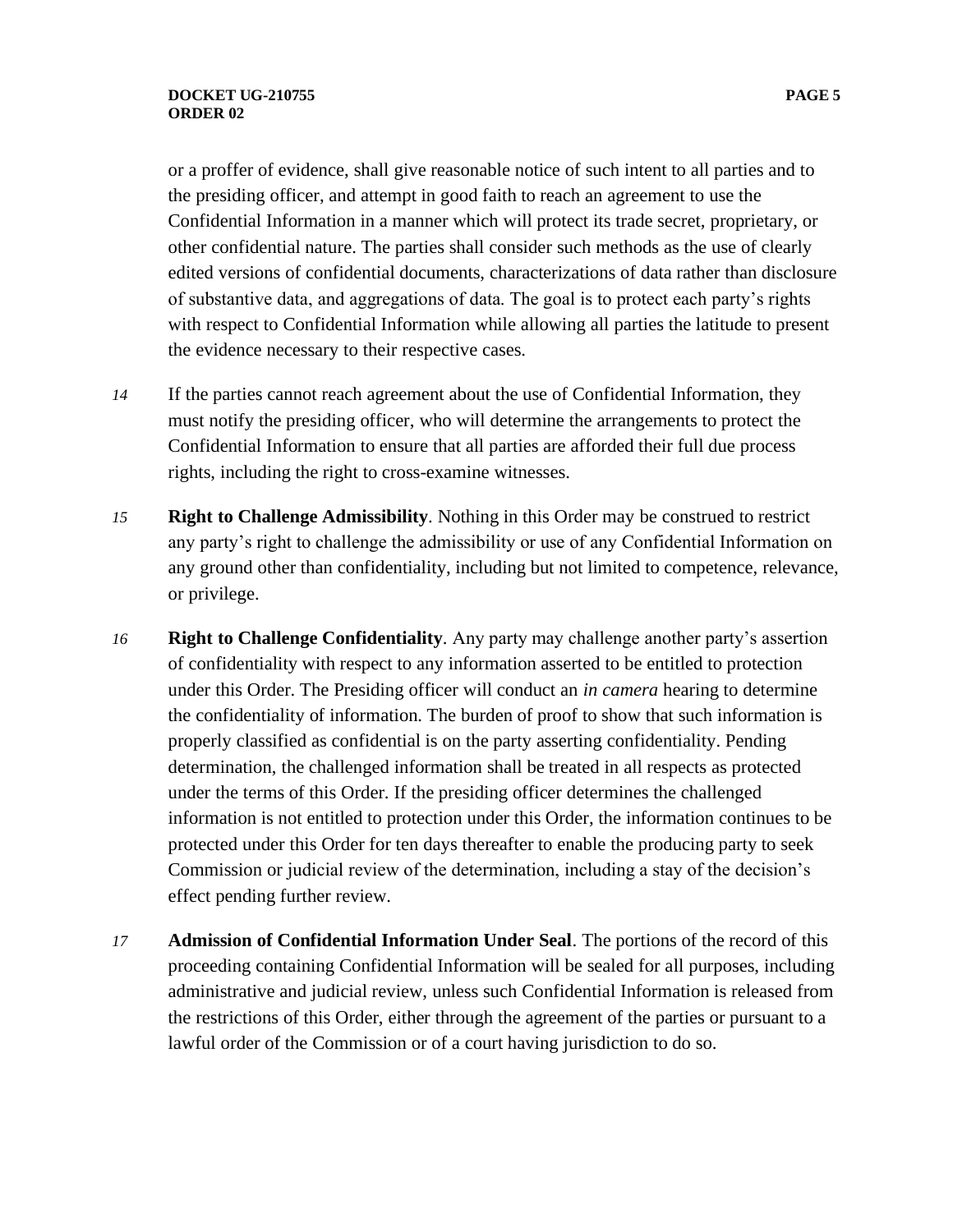or a proffer of evidence, shall give reasonable notice of such intent to all parties and to the presiding officer, and attempt in good faith to reach an agreement to use the Confidential Information in a manner which will protect its trade secret, proprietary, or other confidential nature. The parties shall consider such methods as the use of clearly edited versions of confidential documents, characterizations of data rather than disclosure of substantive data, and aggregations of data. The goal is to protect each party's rights with respect to Confidential Information while allowing all parties the latitude to present the evidence necessary to their respective cases.

*14* If the parties cannot reach agreement about the use of Confidential Information, they must notify the presiding officer, who will determine the arrangements to protect the Confidential Information to ensure that all parties are afforded their full due process rights, including the right to cross-examine witnesses.

*15* **Right to Challenge Admissibility**. Nothing in this Order may be construed to restrict any party's right to challenge the admissibility or use of any Confidential Information on any ground other than confidentiality, including but not limited to competence, relevance, or privilege.

*16* **Right to Challenge Confidentiality**. Any party may challenge another party's assertion of confidentiality with respect to any information asserted to be entitled to protection under this Order. The Presiding officer will conduct an *in camera* hearing to determine the confidentiality of information. The burden of proof to show that such information is properly classified as confidential is on the party asserting confidentiality. Pending determination, the challenged information shall be treated in all respects as protected under the terms of this Order. If the presiding officer determines the challenged information is not entitled to protection under this Order, the information continues to be protected under this Order for ten days thereafter to enable the producing party to seek Commission or judicial review of the determination, including a stay of the decision's effect pending further review.

*17* **Admission of Confidential Information Under Seal**. The portions of the record of this proceeding containing Confidential Information will be sealed for all purposes, including administrative and judicial review, unless such Confidential Information is released from the restrictions of this Order, either through the agreement of the parties or pursuant to a lawful order of the Commission or of a court having jurisdiction to do so.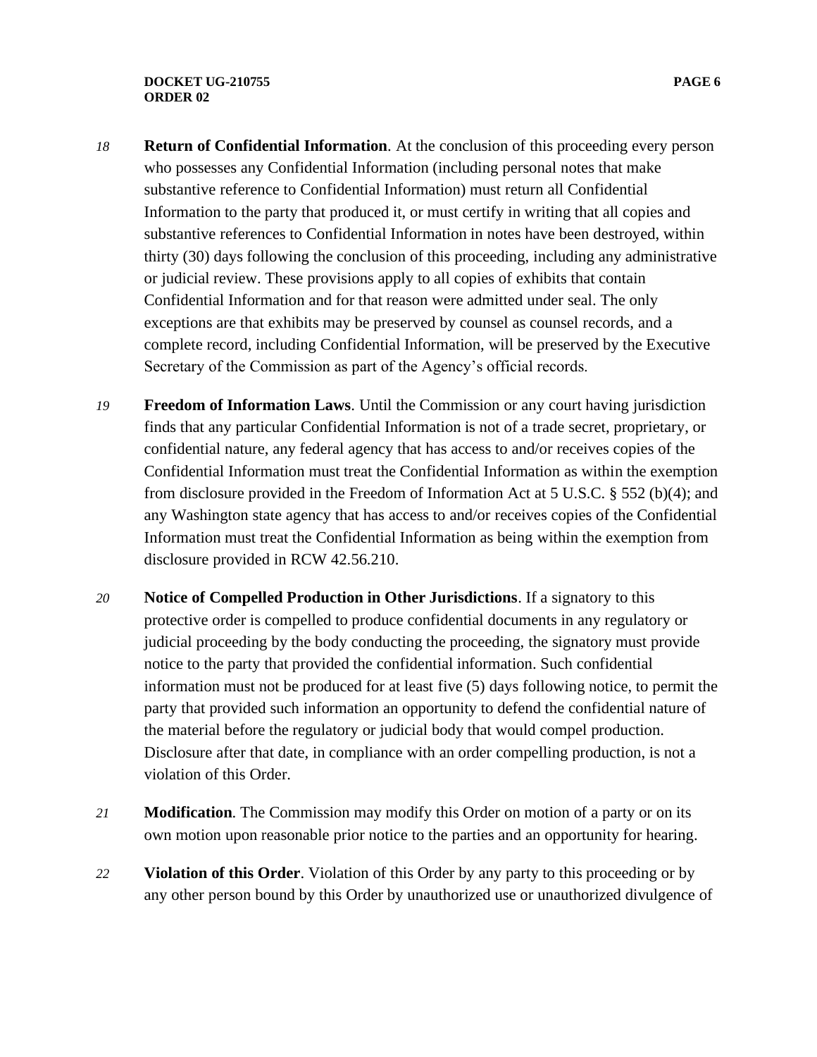*18* **Return of Confidential Information**. At the conclusion of this proceeding every person who possesses any Confidential Information (including personal notes that make substantive reference to Confidential Information) must return all Confidential Information to the party that produced it, or must certify in writing that all copies and substantive references to Confidential Information in notes have been destroyed, within thirty (30) days following the conclusion of this proceeding, including any administrative or judicial review. These provisions apply to all copies of exhibits that contain Confidential Information and for that reason were admitted under seal. The only exceptions are that exhibits may be preserved by counsel as counsel records, and a complete record, including Confidential Information, will be preserved by the Executive Secretary of the Commission as part of the Agency's official records.

*19* **Freedom of Information Laws**. Until the Commission or any court having jurisdiction finds that any particular Confidential Information is not of a trade secret, proprietary, or confidential nature, any federal agency that has access to and/or receives copies of the Confidential Information must treat the Confidential Information as within the exemption from disclosure provided in the Freedom of Information Act at 5 U.S.C. § 552 (b)(4); and any Washington state agency that has access to and/or receives copies of the Confidential Information must treat the Confidential Information as being within the exemption from disclosure provided in RCW 42.56.210.

*20* **Notice of Compelled Production in Other Jurisdictions**. If a signatory to this protective order is compelled to produce confidential documents in any regulatory or judicial proceeding by the body conducting the proceeding, the signatory must provide notice to the party that provided the confidential information. Such confidential information must not be produced for at least five (5) days following notice, to permit the party that provided such information an opportunity to defend the confidential nature of the material before the regulatory or judicial body that would compel production. Disclosure after that date, in compliance with an order compelling production, is not a violation of this Order.

*21* **Modification**. The Commission may modify this Order on motion of a party or on its own motion upon reasonable prior notice to the parties and an opportunity for hearing.

*22* **Violation of this Order**. Violation of this Order by any party to this proceeding or by any other person bound by this Order by unauthorized use or unauthorized divulgence of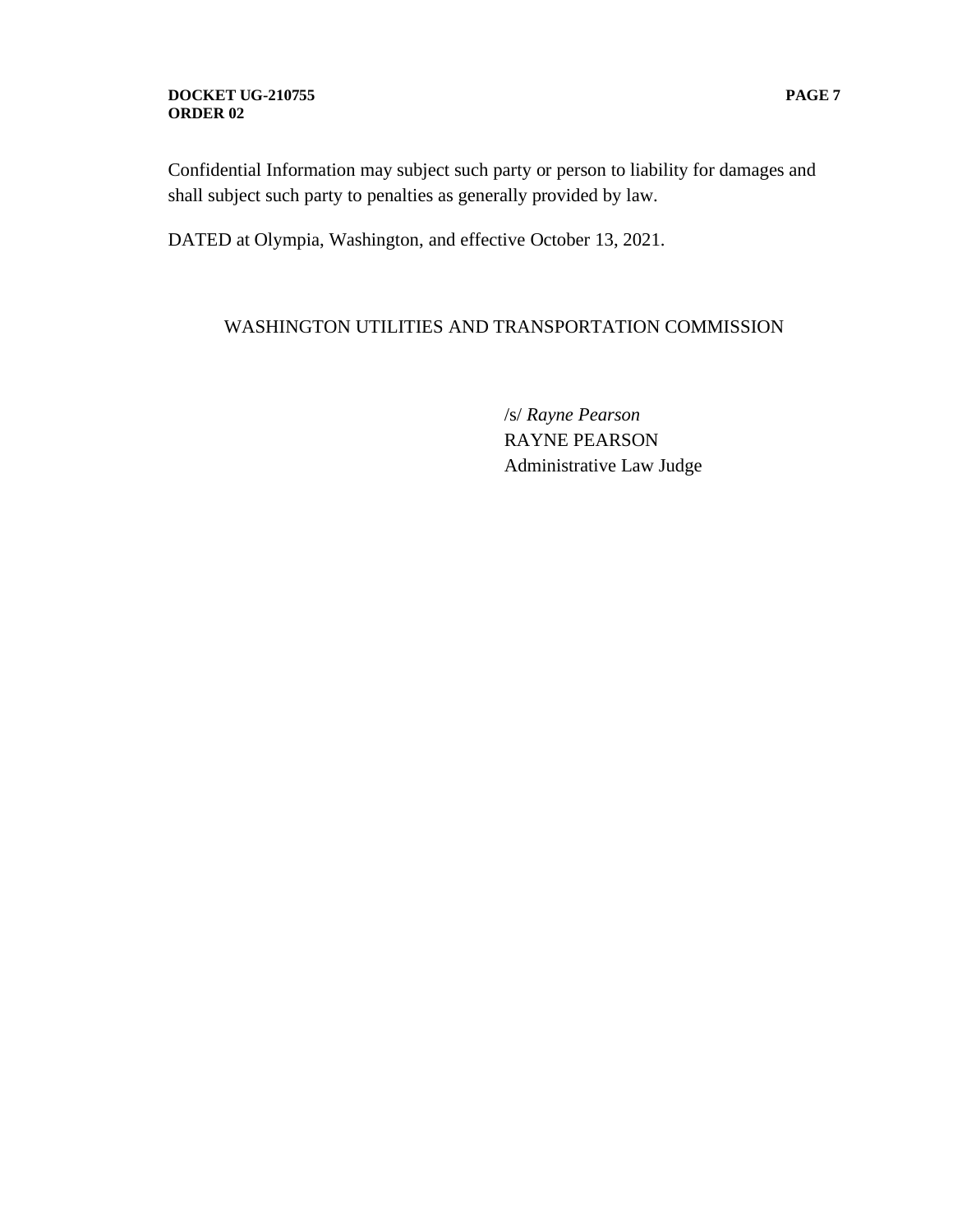Confidential Information may subject such party or person to liability for damages and shall subject such party to penalties as generally provided by law.

DATED at Olympia, Washington, and effective October 13, 2021.

WASHINGTON UTILITIES AND TRANSPORTATION COMMISSION

/s/ *Rayne Pearson*
RAYNE PEARSON
Administrative Law Judge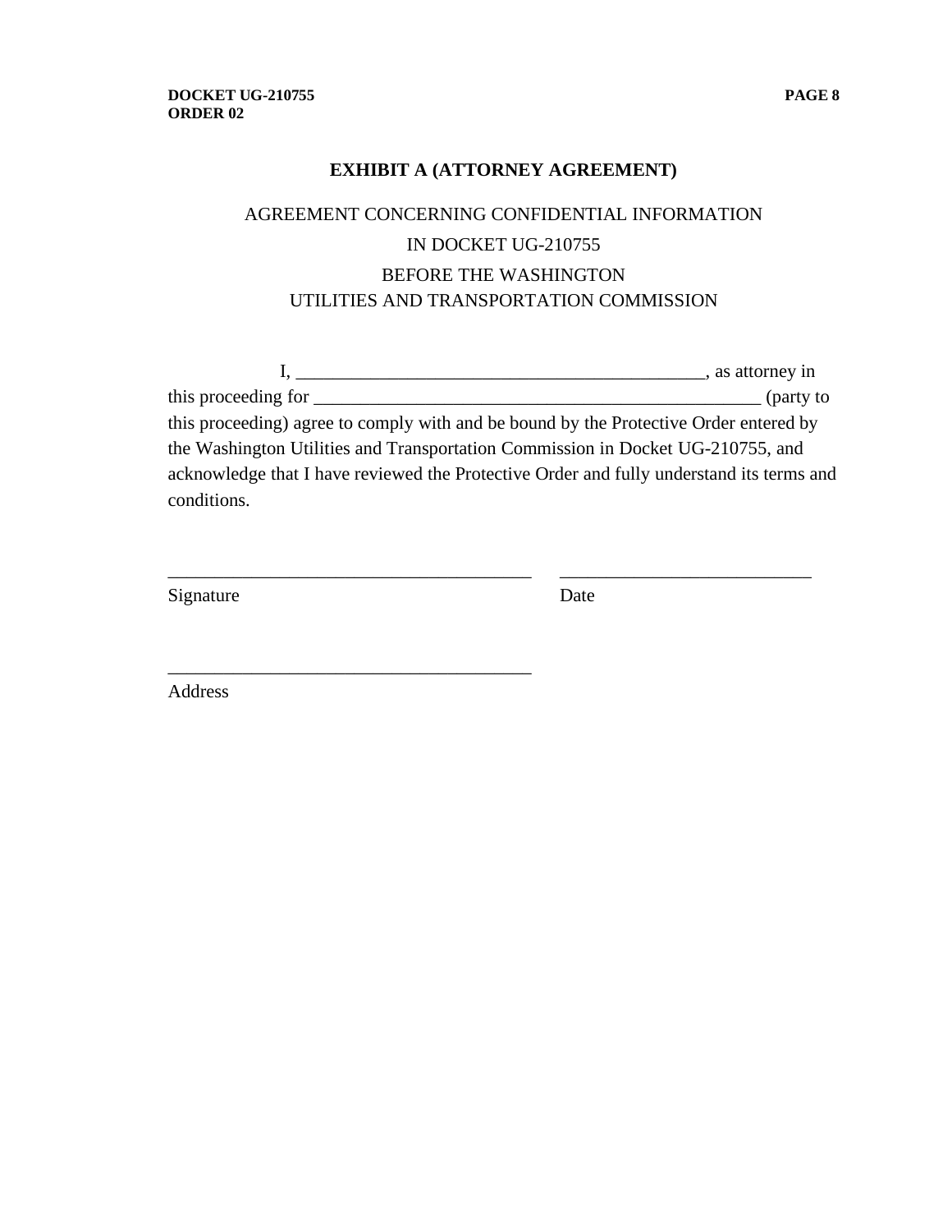## EXHIBIT A (ATTORNEY AGREEMENT)

AGREEMENT CONCERNING CONFIDENTIAL INFORMATION

IN DOCKET UG-210755

BEFORE THE WASHINGTON

UTILITIES AND TRANSPORTATION COMMISSION

I, ____________________________________________, as attorney in this proceeding for __________________________________________________ (party to this proceeding) agree to comply with and be bound by the Protective Order entered by the Washington Utilities and Transportation Commission in Docket UG-210755, and acknowledge that I have reviewed the Protective Order and fully understand its terms and conditions.

_______________________________________ ___________________________

Signature Date

_______________________________________

Address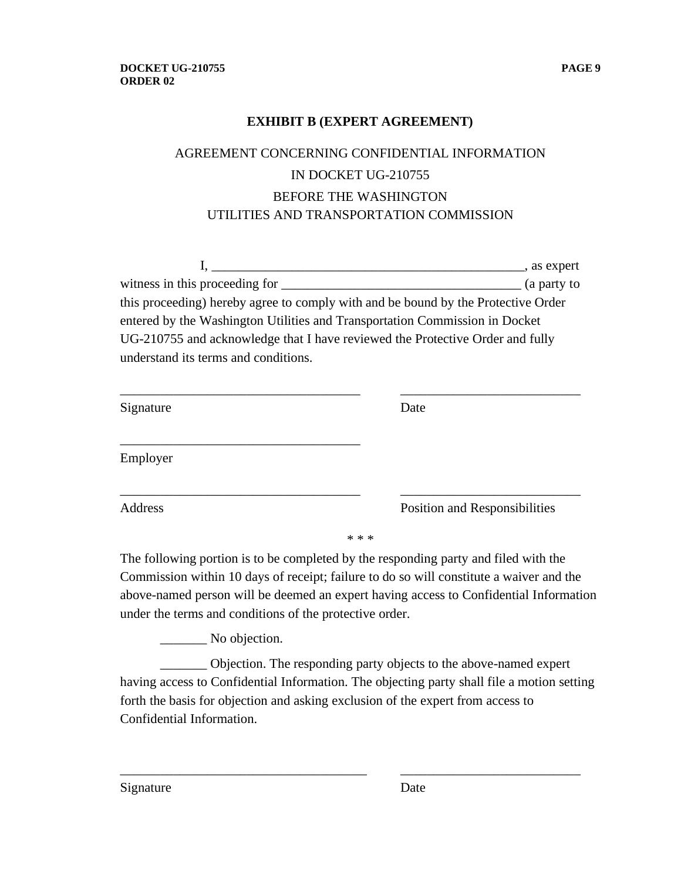## EXHIBIT B (EXPERT AGREEMENT)

AGREEMENT CONCERNING CONFIDENTIAL INFORMATION

IN DOCKET UG-210755

BEFORE THE WASHINGTON

UTILITIES AND TRANSPORTATION COMMISSION

I, ________________________________________________, as expert witness in this proceeding for ____________________________________ (a party to this proceeding) hereby agree to comply with and be bound by the Protective Order entered by the Washington Utilities and Transportation Commission in Docket UG-210755 and acknowledge that I have reviewed the Protective Order and fully understand its terms and conditions.

_____________________________________ &nbsp;&nbsp;&nbsp;&nbsp; ___________________________

Signature &nbsp;&nbsp;&nbsp;&nbsp; Date

_____________________________________

Employer

_____________________________________ &nbsp;&nbsp;&nbsp;&nbsp; ___________________________

Address &nbsp;&nbsp;&nbsp;&nbsp; Position and Responsibilities

* * *

The following portion is to be completed by the responding party and filed with the Commission within 10 days of receipt; failure to do so will constitute a waiver and the above-named person will be deemed an expert having access to Confidential Information under the terms and conditions of the protective order.

_______ No objection.

_______ Objection. The responding party objects to the above-named expert having access to Confidential Information. The objecting party shall file a motion setting forth the basis for objection and asking exclusion of the expert from access to Confidential Information.

______________________________________ &nbsp;&nbsp;&nbsp;&nbsp; ___________________________

Signature &nbsp;&nbsp;&nbsp;&nbsp; Date